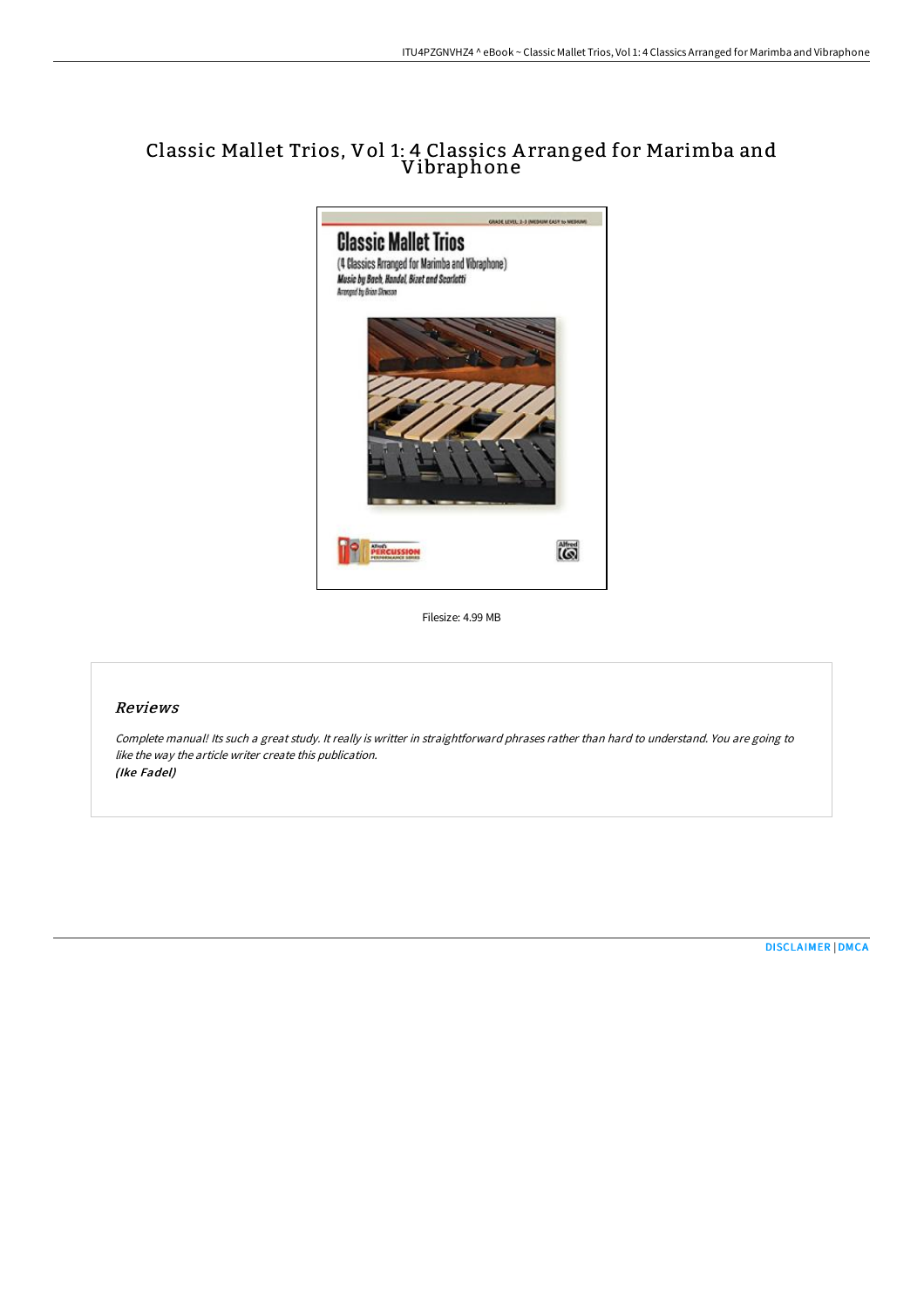# Classic Mallet Trios, Vol 1: 4 Classics Arranged for Marimba and Vibraphone

Filesize: 4.99 MB

## *Reviews*

*Complete manual! Its such a great study. It really is writter in straightforward phrases rather than hard to understand. You are going to like the way the article writer create this publication.*
***(Ike Fadel)***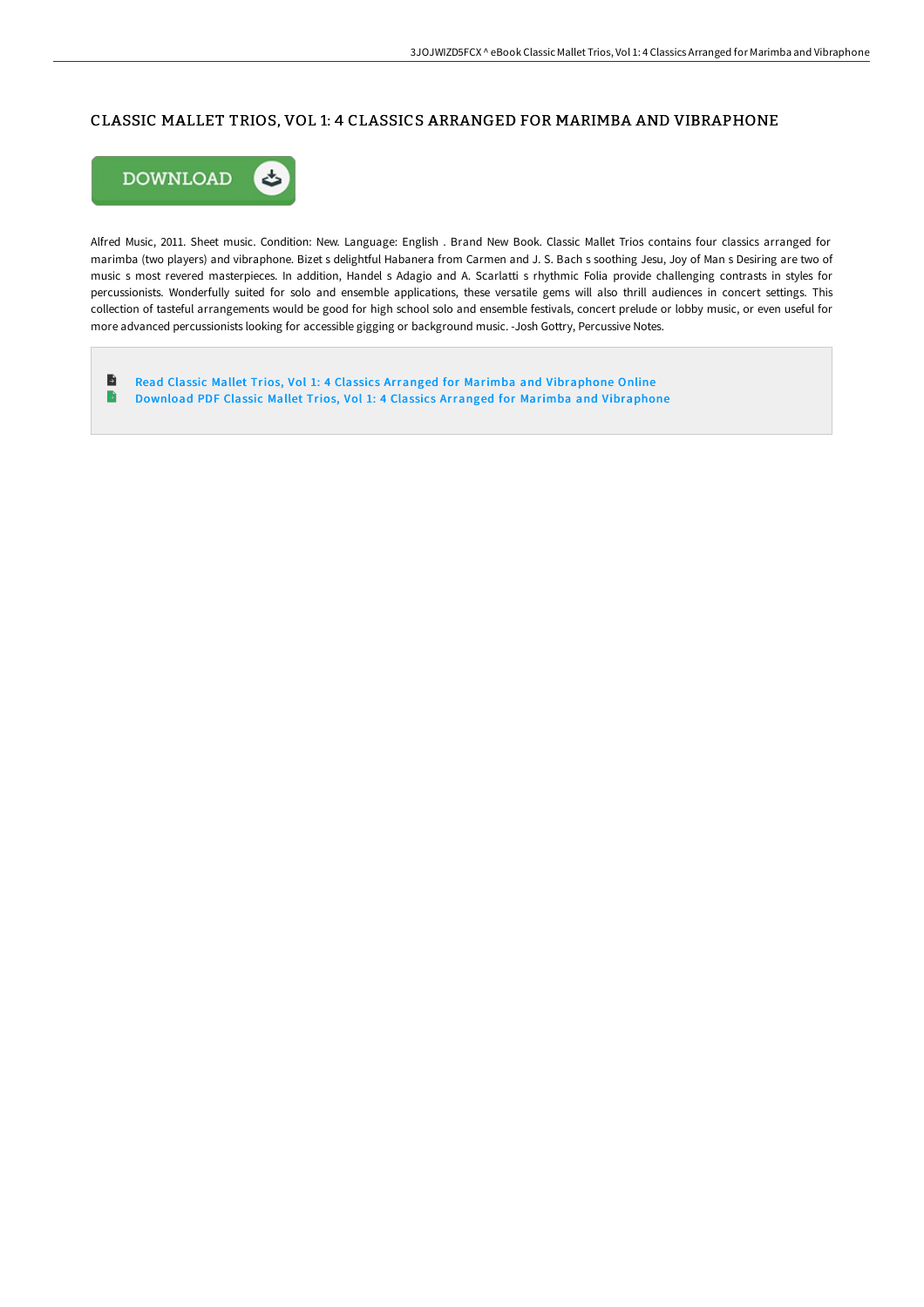# CLASSIC MALLET TRIOS, VOL 1: 4 CLASSICS ARRANGED FOR MARIMBA AND VIBRAPHONE

DOWNLOAD

Alfred Music, 2011. Sheet music. Condition: New. Language: English . Brand New Book. Classic Mallet Trios contains four classics arranged for marimba (two players) and vibraphone. Bizet s delightful Habanera from Carmen and J. S. Bach s soothing Jesu, Joy of Man s Desiring are two of music s most revered masterpieces. In addition, Handel s Adagio and A. Scarlatti s rhythmic Folia provide challenging contrasts in styles for percussionists. Wonderfully suited for solo and ensemble applications, these versatile gems will also thrill audiences in concert settings. This collection of tasteful arrangements would be good for high school solo and ensemble festivals, concert prelude or lobby music, or even useful for more advanced percussionists looking for accessible gigging or background music. -Josh Gottry, Percussive Notes.

- Read Classic Mallet Trios, Vol 1: 4 Classics Arranged for Marimba and Vibraphone Online
- Download PDF Classic Mallet Trios, Vol 1: 4 Classics Arranged for Marimba and Vibraphone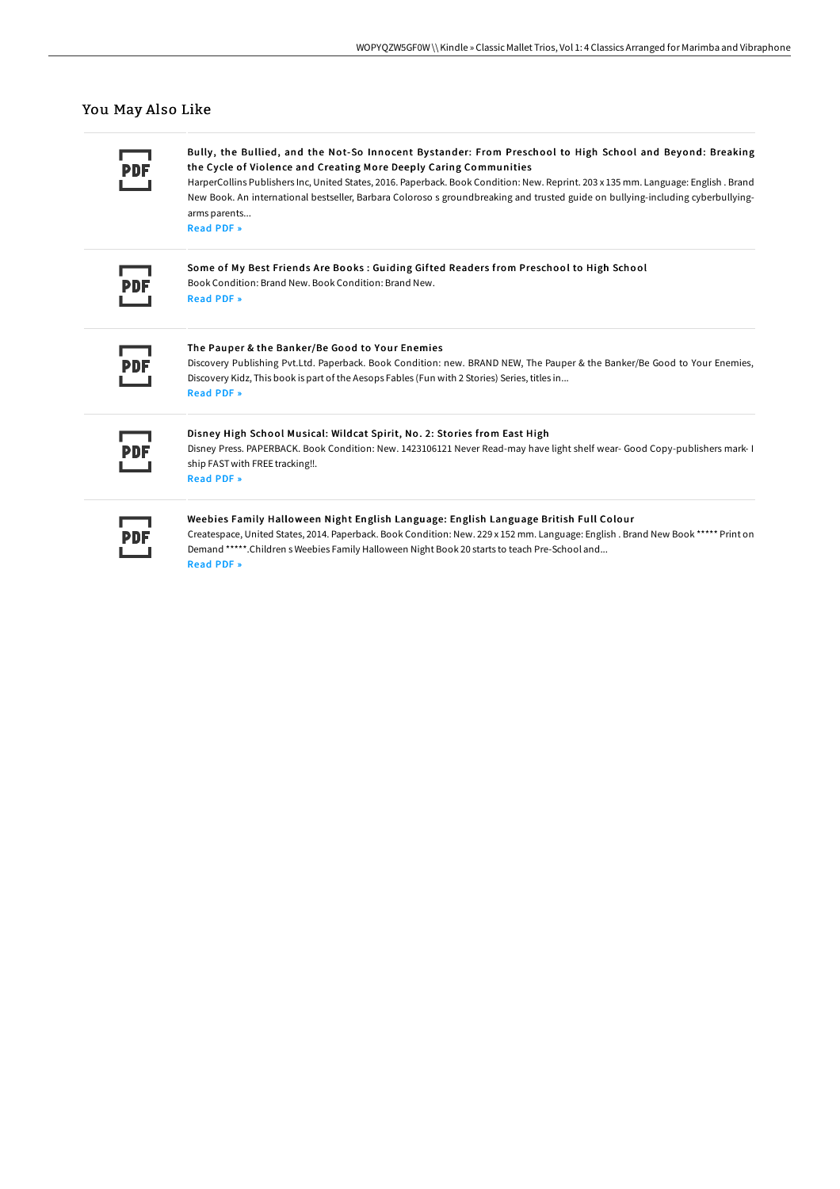## You May Also Like

**Bully, the Bullied, and the Not-So Innocent Bystander: From Preschool to High School and Beyond: Breaking the Cycle of Violence and Creating More Deeply Caring Communities**

HarperCollins Publishers Inc, United States, 2016. Paperback. Book Condition: New. Reprint. 203 x 135 mm. Language: English . Brand New Book. An international bestseller, Barbara Coloroso s groundbreaking and trusted guide on bullying-including cyberbullying-arms parents...

Read PDF »

**Some of My Best Friends Are Books : Guiding Gifted Readers from Preschool to High School**

Book Condition: Brand New. Book Condition: Brand New.

Read PDF »

**The Pauper & the Banker/Be Good to Your Enemies**

Discovery Publishing Pvt.Ltd. Paperback. Book Condition: new. BRAND NEW, The Pauper & the Banker/Be Good to Your Enemies, Discovery Kidz, This book is part of the Aesops Fables (Fun with 2 Stories) Series, titles in...

Read PDF »

**Disney High School Musical: Wildcat Spirit, No. 2: Stories from East High**

Disney Press. PAPERBACK. Book Condition: New. 1423106121 Never Read-may have light shelf wear- Good Copy-publishers mark- I ship FAST with FREE tracking!!.

Read PDF »

**Weebies Family Halloween Night English Language: English Language British Full Colour**

Createspace, United States, 2014. Paperback. Book Condition: New. 229 x 152 mm. Language: English . Brand New Book ***** Print on Demand *****.Children s Weebies Family Halloween Night Book 20 starts to teach Pre-School and...

Read PDF »